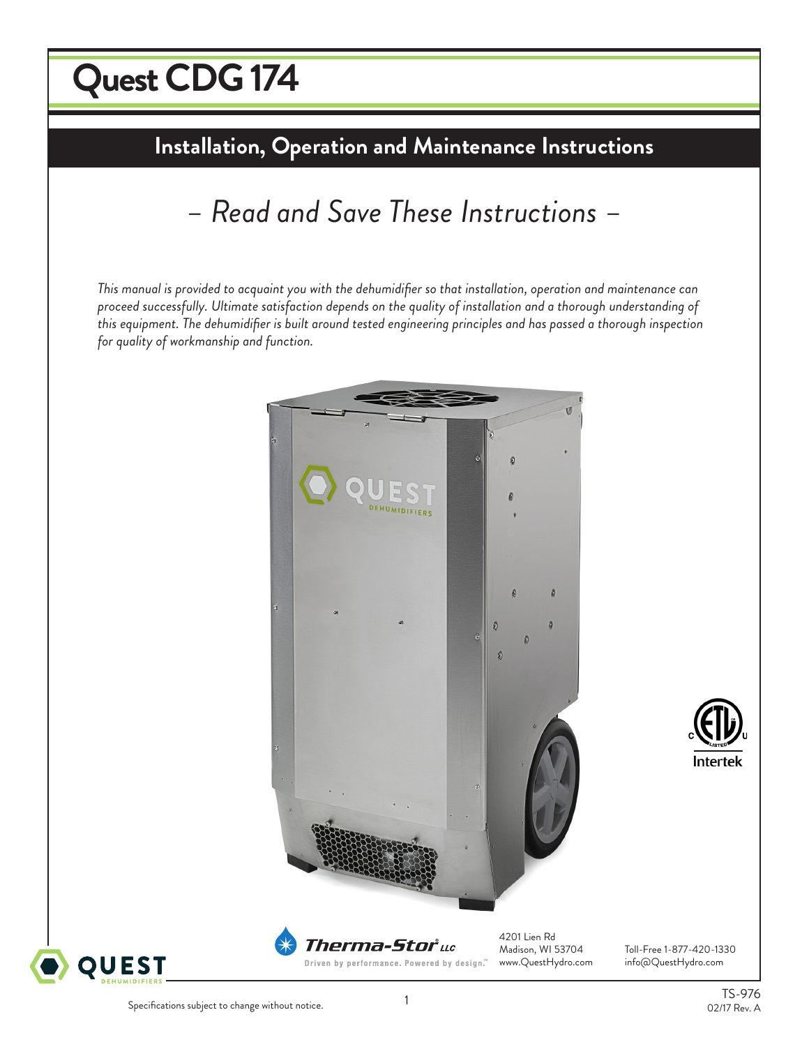# Quest CDG 174

## Installation, Operation and Maintenance Instructions

*– Read and Save These Instructions –*

*This manual is provided to acquaint you with the dehumidifier so that installation, operation and maintenance can proceed successfully. Ultimate satisfaction depends on the quality of installation and a thorough understanding of this equipment. The dehumidifier is built around tested engineering principles and has passed a thorough inspection for quality of workmanship and function.*

Therma-Stor® LLC
Driven by performance. Powered by design.™

4201 Lien Rd
Madison, WI 53704
www.QuestHydro.com

Toll-Free 1-877-420-1330
info@QuestHydro.com

Specifications subject to change without notice.

TS-976
02/17 Rev. A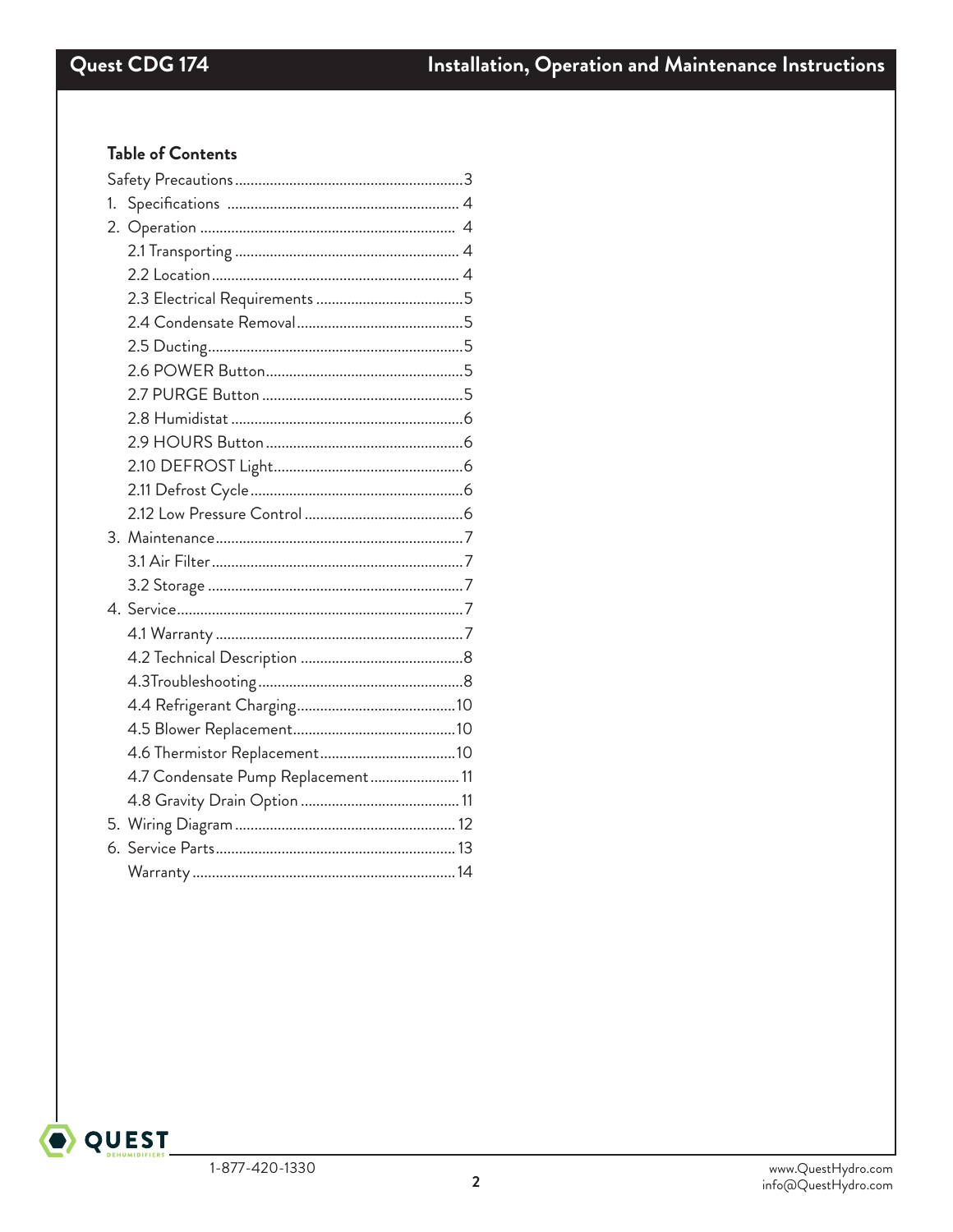## Table of Contents

Safety Precautions ............................................................3

1. Specifications ............................................................ 4
2. Operation ................................................................ 4
   - 2.1 Transporting ......................................................... 4
   - 2.2 Location ............................................................. 4
   - 2.3 Electrical Requirements ......................................5
   - 2.4 Condensate Removal...........................................5
   - 2.5 Ducting.................................................................5
   - 2.6 POWER Button....................................................5
   - 2.7 PURGE Button ....................................................5
   - 2.8 Humidistat ...........................................................6
   - 2.9 HOURS Button ....................................................6
   - 2.10 DEFROST Light..................................................6
   - 2.11 Defrost Cycle.......................................................6
   - 2.12 Low Pressure Control .........................................6
3. Maintenance...............................................................7
   - 3.1 Air Filter................................................................7
   - 3.2 Storage .................................................................7
4. Service.........................................................................7
   - 4.1 Warranty ...............................................................7
   - 4.2 Technical Description ..........................................8
   - 4.3Troubleshooting....................................................8
   - 4.4 Refrigerant Charging.........................................10
   - 4.5 Blower Replacement..........................................10
   - 4.6 Thermistor Replacement...................................10
   - 4.7 Condensate Pump Replacement....................... 11
   - 4.8 Gravity Drain Option ......................................... 11
5. Wiring Diagram ......................................................... 12
6. Service Parts............................................................. 13

   Warranty ................................................................... 14

1-877-420-1330

www.QuestHydro.com
info@QuestHydro.com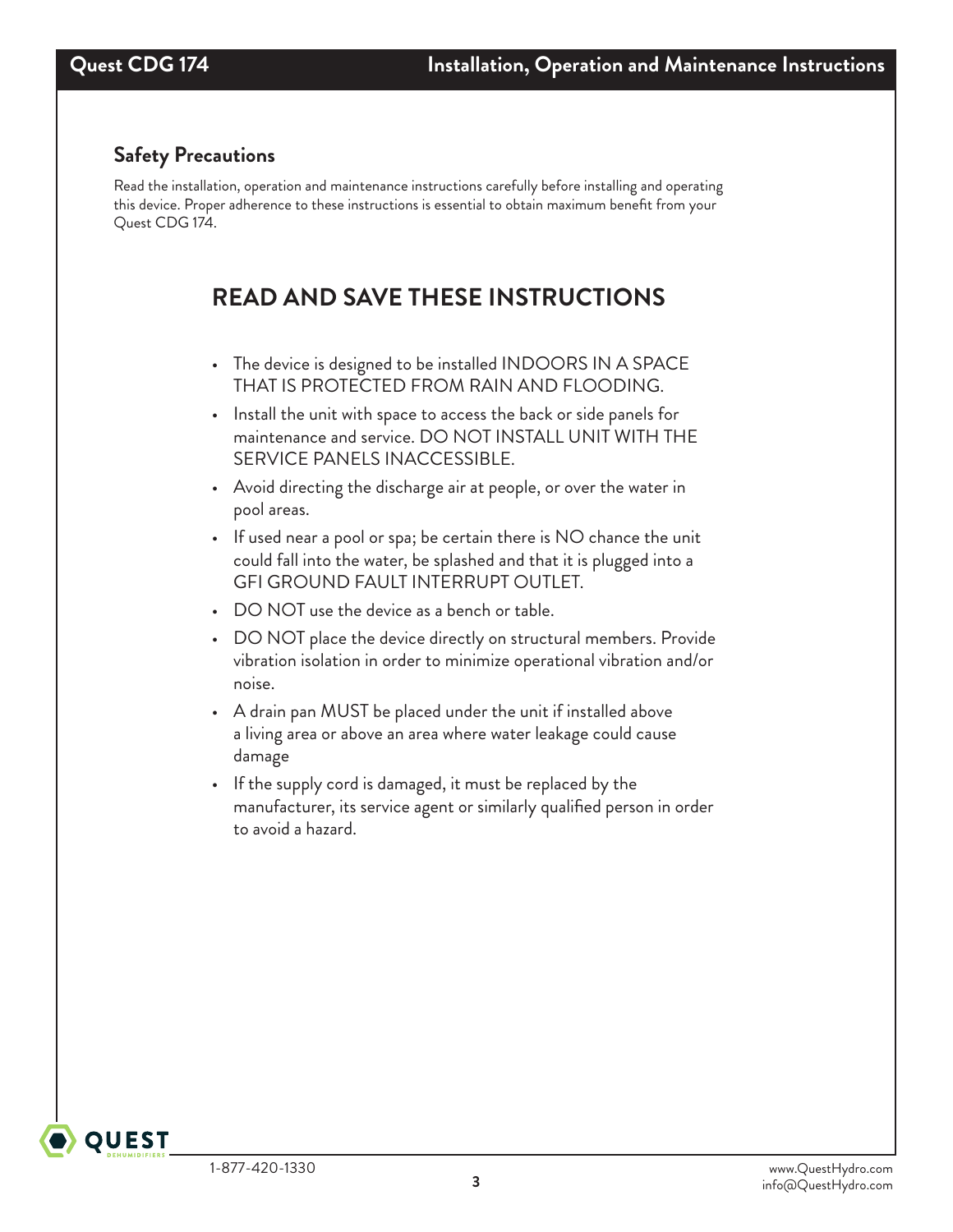## Safety Precautions

Read the installation, operation and maintenance instructions carefully before installing and operating this device. Proper adherence to these instructions is essential to obtain maximum benefit from your Quest CDG 174.

# READ AND SAVE THESE INSTRUCTIONS

- The device is designed to be installed INDOORS IN A SPACE THAT IS PROTECTED FROM RAIN AND FLOODING.
- Install the unit with space to access the back or side panels for maintenance and service. DO NOT INSTALL UNIT WITH THE SERVICE PANELS INACCESSIBLE.
- Avoid directing the discharge air at people, or over the water in pool areas.
- If used near a pool or spa; be certain there is NO chance the unit could fall into the water, be splashed and that it is plugged into a GFI GROUND FAULT INTERRUPT OUTLET.
- DO NOT use the device as a bench or table.
- DO NOT place the device directly on structural members. Provide vibration isolation in order to minimize operational vibration and/or noise.
- A drain pan MUST be placed under the unit if installed above a living area or above an area where water leakage could cause damage
- If the supply cord is damaged, it must be replaced by the manufacturer, its service agent or similarly qualified person in order to avoid a hazard.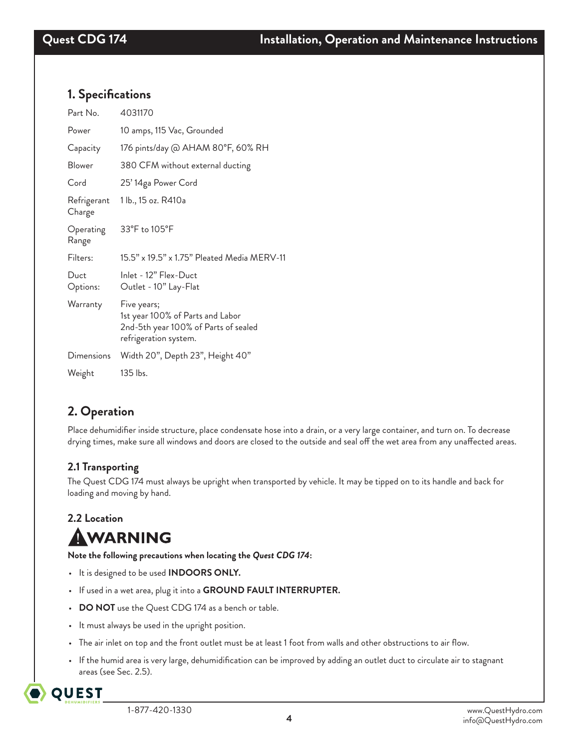## 1. Specifications

| | |
|---|---|
| Part No. | 4031170 |
| Power | 10 amps, 115 Vac, Grounded |
| Capacity | 176 pints/day @ AHAM 80°F, 60% RH |
| Blower | 380 CFM without external ducting |
| Cord | 25' 14ga Power Cord |
| Refrigerant Charge | 1 lb., 15 oz. R410a |
| Operating Range | 33°F to 105°F |
| Filters: | 15.5" x 19.5" x 1.75" Pleated Media MERV-11 |
| Duct Options: | Inlet - 12" Flex-Duct<br>Outlet - 10" Lay-Flat |
| Warranty | Five years;<br>1st year 100% of Parts and Labor<br>2nd-5th year 100% of Parts of sealed refrigeration system. |
| Dimensions | Width 20", Depth 23", Height 40" |
| Weight | 135 lbs. |

## 2. Operation

Place dehumidifier inside structure, place condensate hose into a drain, or a very large container, and turn on. To decrease drying times, make sure all windows and doors are closed to the outside and seal off the wet area from any unaffected areas.

### 2.1 Transporting

The Quest CDG 174 must always be upright when transported by vehicle. It may be tipped on to its handle and back for loading and moving by hand.

### 2.2 Location

**⚠ WARNING**

**Note the following precautions when locating the *Quest CDG 174*:**

- It is designed to be used **INDOORS ONLY.**
- If used in a wet area, plug it into a **GROUND FAULT INTERRUPTER.**
- **DO NOT** use the Quest CDG 174 as a bench or table.
- It must always be used in the upright position.
- The air inlet on top and the front outlet must be at least 1 foot from walls and other obstructions to air flow.
- If the humid area is very large, dehumidification can be improved by adding an outlet duct to circulate air to stagnant areas (see Sec. 2.5).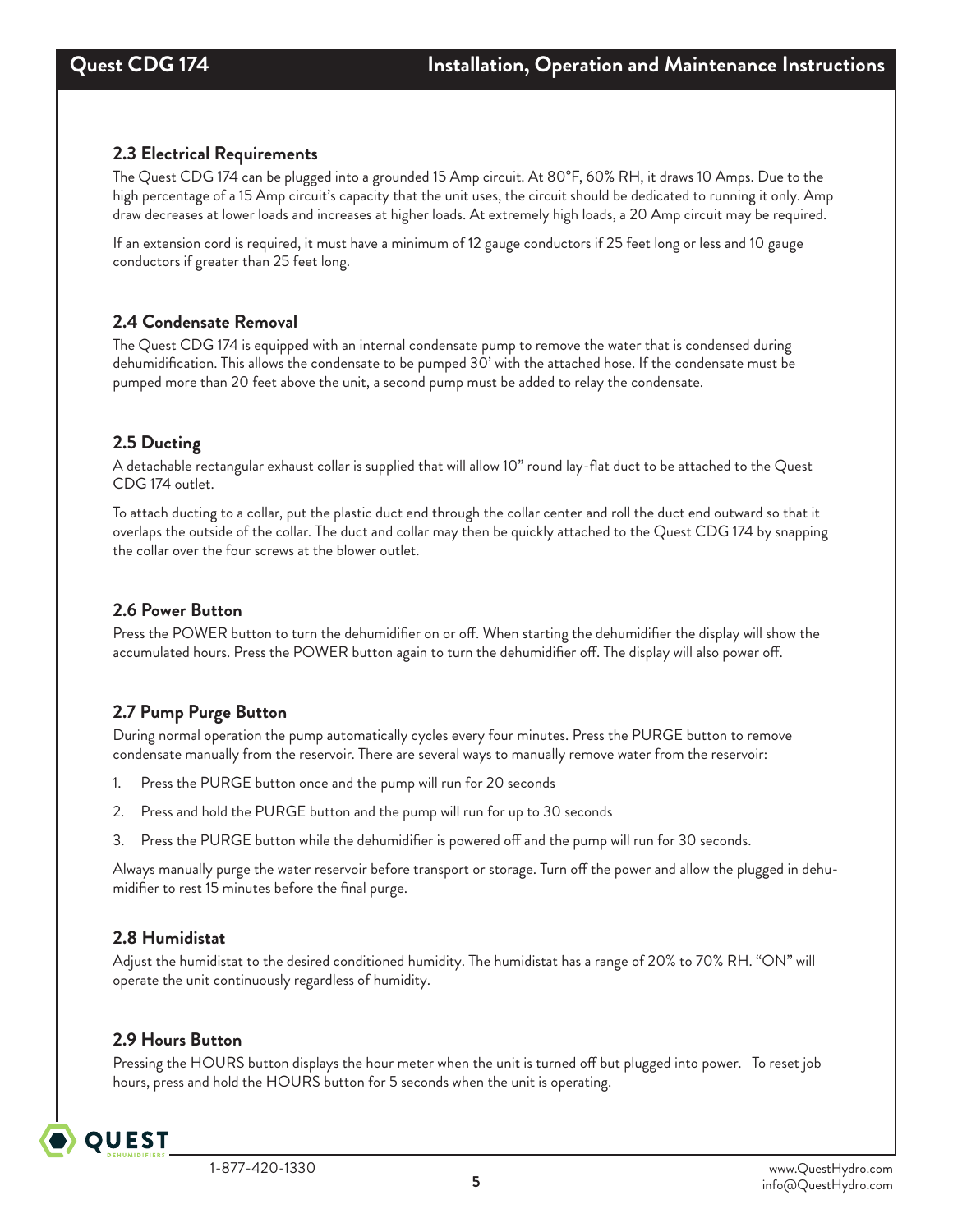### 2.3 Electrical Requirements

The Quest CDG 174 can be plugged into a grounded 15 Amp circuit. At 80°F, 60% RH, it draws 10 Amps. Due to the high percentage of a 15 Amp circuit's capacity that the unit uses, the circuit should be dedicated to running it only. Amp draw decreases at lower loads and increases at higher loads. At extremely high loads, a 20 Amp circuit may be required.

If an extension cord is required, it must have a minimum of 12 gauge conductors if 25 feet long or less and 10 gauge conductors if greater than 25 feet long.

### 2.4 Condensate Removal

The Quest CDG 174 is equipped with an internal condensate pump to remove the water that is condensed during dehumidification. This allows the condensate to be pumped 30' with the attached hose. If the condensate must be pumped more than 20 feet above the unit, a second pump must be added to relay the condensate.

### 2.5 Ducting

A detachable rectangular exhaust collar is supplied that will allow 10" round lay-flat duct to be attached to the Quest CDG 174 outlet.

To attach ducting to a collar, put the plastic duct end through the collar center and roll the duct end outward so that it overlaps the outside of the collar. The duct and collar may then be quickly attached to the Quest CDG 174 by snapping the collar over the four screws at the blower outlet.

### 2.6 Power Button

Press the POWER button to turn the dehumidifier on or off. When starting the dehumidifier the display will show the accumulated hours. Press the POWER button again to turn the dehumidifier off. The display will also power off.

### 2.7 Pump Purge Button

During normal operation the pump automatically cycles every four minutes. Press the PURGE button to remove condensate manually from the reservoir. There are several ways to manually remove water from the reservoir:

1. Press the PURGE button once and the pump will run for 20 seconds
2. Press and hold the PURGE button and the pump will run for up to 30 seconds
3. Press the PURGE button while the dehumidifier is powered off and the pump will run for 30 seconds.

Always manually purge the water reservoir before transport or storage. Turn off the power and allow the plugged in dehumidifier to rest 15 minutes before the final purge.

### 2.8 Humidistat

Adjust the humidistat to the desired conditioned humidity. The humidistat has a range of 20% to 70% RH. "ON" will operate the unit continuously regardless of humidity.

### 2.9 Hours Button

Pressing the HOURS button displays the hour meter when the unit is turned off but plugged into power. To reset job hours, press and hold the HOURS button for 5 seconds when the unit is operating.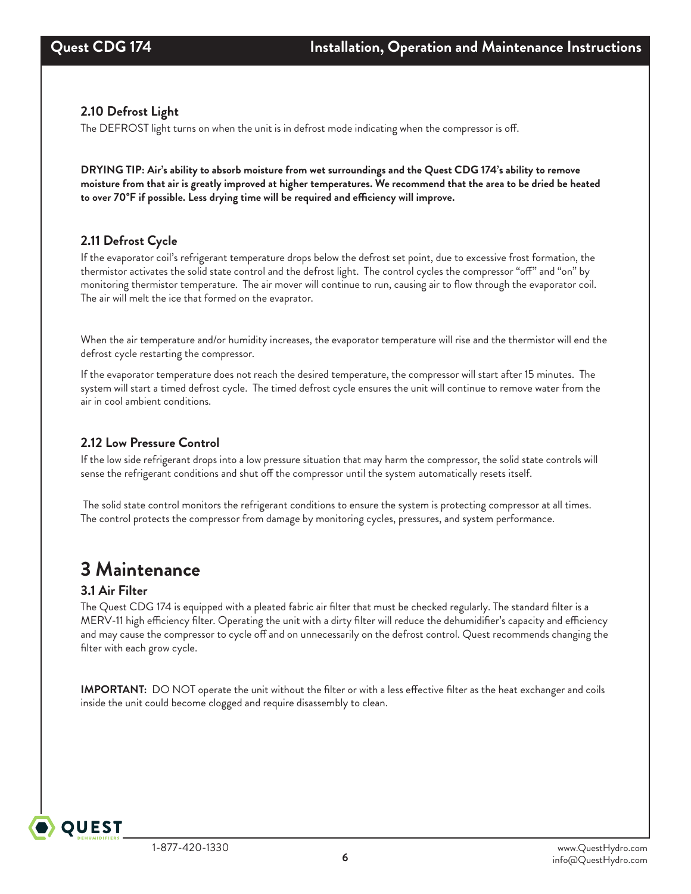### 2.10 Defrost Light

The DEFROST light turns on when the unit is in defrost mode indicating when the compressor is off.

**DRYING TIP: Air's ability to absorb moisture from wet surroundings and the Quest CDG 174's ability to remove moisture from that air is greatly improved at higher temperatures. We recommend that the area to be dried be heated to over 70°F if possible. Less drying time will be required and efficiency will improve.**

### 2.11 Defrost Cycle

If the evaporator coil's refrigerant temperature drops below the defrost set point, due to excessive frost formation, the thermistor activates the solid state control and the defrost light. The control cycles the compressor "off" and "on" by monitoring thermistor temperature. The air mover will continue to run, causing air to flow through the evaporator coil. The air will melt the ice that formed on the evaprator.

When the air temperature and/or humidity increases, the evaporator temperature will rise and the thermistor will end the defrost cycle restarting the compressor.

If the evaporator temperature does not reach the desired temperature, the compressor will start after 15 minutes. The system will start a timed defrost cycle. The timed defrost cycle ensures the unit will continue to remove water from the air in cool ambient conditions.

### 2.12 Low Pressure Control

If the low side refrigerant drops into a low pressure situation that may harm the compressor, the solid state controls will sense the refrigerant conditions and shut off the compressor until the system automatically resets itself.

The solid state control monitors the refrigerant conditions to ensure the system is protecting compressor at all times. The control protects the compressor from damage by monitoring cycles, pressures, and system performance.

# 3 Maintenance

### 3.1 Air Filter

The Quest CDG 174 is equipped with a pleated fabric air filter that must be checked regularly. The standard filter is a MERV-11 high efficiency filter. Operating the unit with a dirty filter will reduce the dehumidifier's capacity and efficiency and may cause the compressor to cycle off and on unnecessarily on the defrost control. Quest recommends changing the filter with each grow cycle.

**IMPORTANT:** DO NOT operate the unit without the filter or with a less effective filter as the heat exchanger and coils inside the unit could become clogged and require disassembly to clean.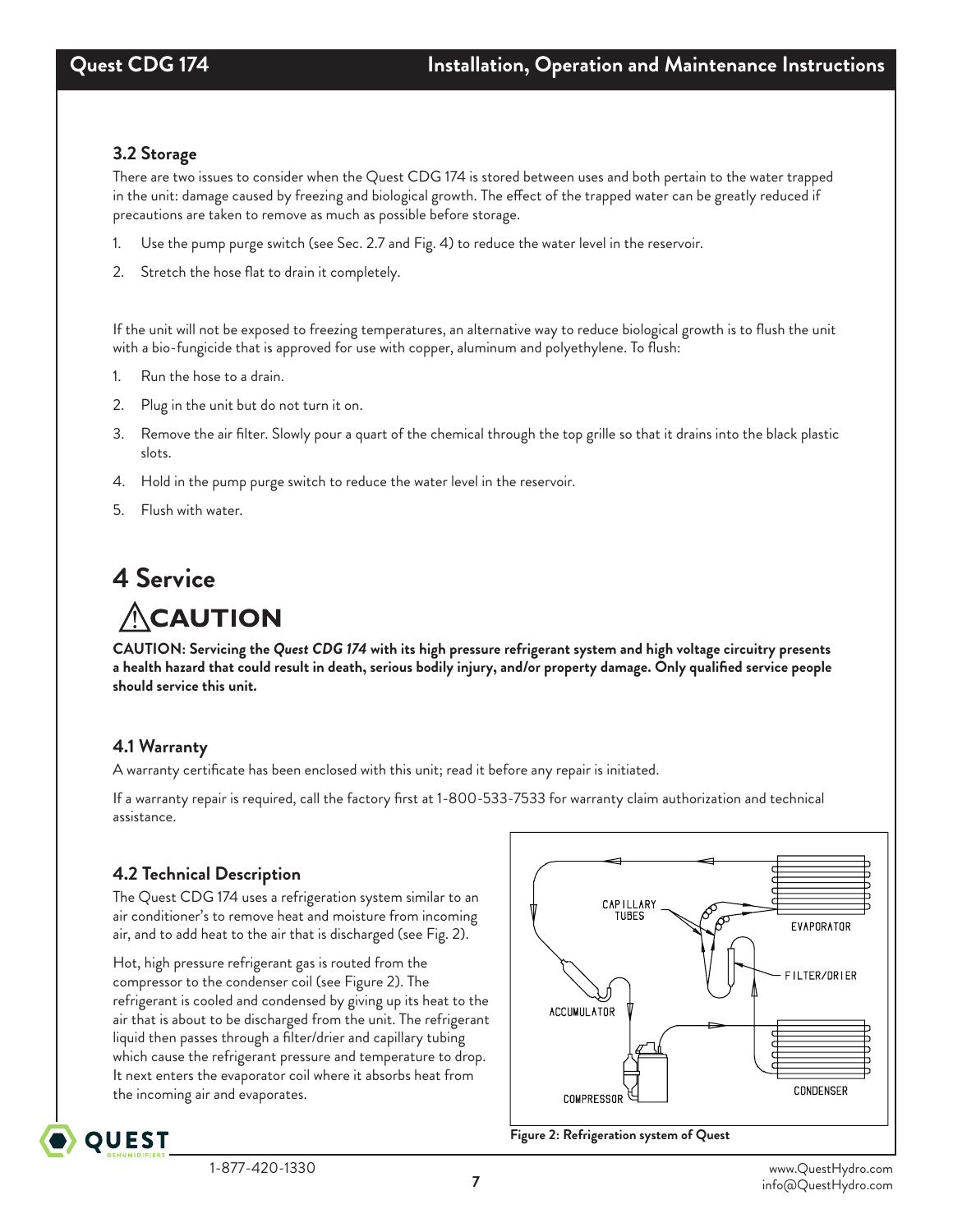### 3.2 Storage

There are two issues to consider when the Quest CDG 174 is stored between uses and both pertain to the water trapped in the unit: damage caused by freezing and biological growth. The effect of the trapped water can be greatly reduced if precautions are taken to remove as much as possible before storage.

1. Use the pump purge switch (see Sec. 2.7 and Fig. 4) to reduce the water level in the reservoir.
2. Stretch the hose flat to drain it completely.

If the unit will not be exposed to freezing temperatures, an alternative way to reduce biological growth is to flush the unit with a bio-fungicide that is approved for use with copper, aluminum and polyethylene. To flush:

1. Run the hose to a drain.
2. Plug in the unit but do not turn it on.
3. Remove the air filter. Slowly pour a quart of the chemical through the top grille so that it drains into the black plastic slots.
4. Hold in the pump purge switch to reduce the water level in the reservoir.
5. Flush with water.

# 4 Service

## ⚠CAUTION

**CAUTION: Servicing the *Quest CDG 174* with its high pressure refrigerant system and high voltage circuitry presents a health hazard that could result in death, serious bodily injury, and/or property damage. Only qualified service people should service this unit.**

### 4.1 Warranty

A warranty certificate has been enclosed with this unit; read it before any repair is initiated.

If a warranty repair is required, call the factory first at 1-800-533-7533 for warranty claim authorization and technical assistance.

### 4.2 Technical Description

The Quest CDG 174 uses a refrigeration system similar to an air conditioner's to remove heat and moisture from incoming air, and to add heat to the air that is discharged (see Fig. 2).

Hot, high pressure refrigerant gas is routed from the compressor to the condenser coil (see Figure 2). The refrigerant is cooled and condensed by giving up its heat to the air that is about to be discharged from the unit. The refrigerant liquid then passes through a filter/drier and capillary tubing which cause the refrigerant pressure and temperature to drop. It next enters the evaporator coil where it absorbs heat from the incoming air and evaporates.

CAPILLARY TUBES
EVAPORATOR
FILTER/DRIER
ACCUMULATOR
CONDENSER
COMPRESSOR

**Figure 2: Refrigeration system of Quest**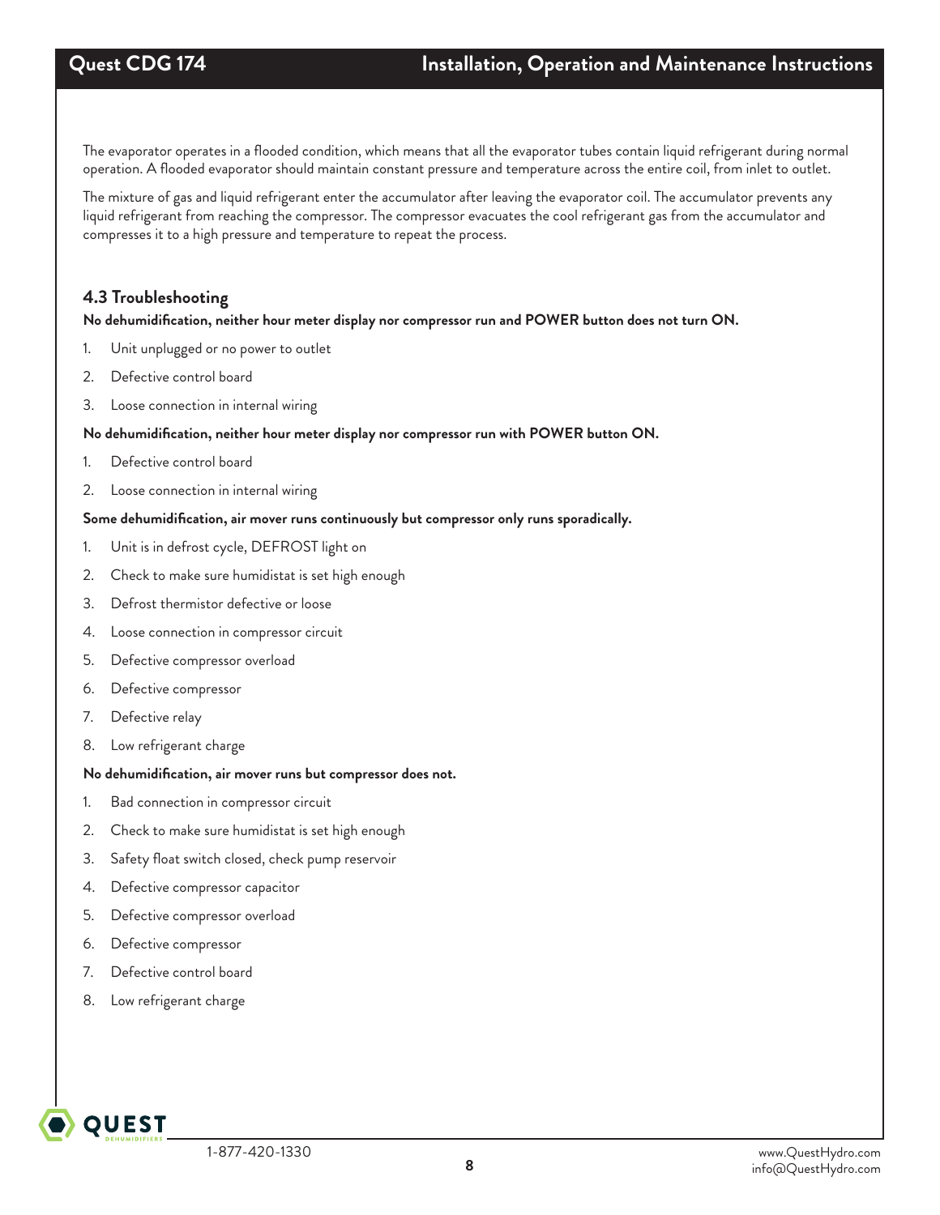The evaporator operates in a flooded condition, which means that all the evaporator tubes contain liquid refrigerant during normal operation. A flooded evaporator should maintain constant pressure and temperature across the entire coil, from inlet to outlet.

The mixture of gas and liquid refrigerant enter the accumulator after leaving the evaporator coil. The accumulator prevents any liquid refrigerant from reaching the compressor. The compressor evacuates the cool refrigerant gas from the accumulator and compresses it to a high pressure and temperature to repeat the process.

### 4.3 Troubleshooting

**No dehumidification, neither hour meter display nor compressor run and POWER button does not turn ON.**

1. Unit unplugged or no power to outlet
2. Defective control board
3. Loose connection in internal wiring

**No dehumidification, neither hour meter display nor compressor run with POWER button ON.**

1. Defective control board
2. Loose connection in internal wiring

**Some dehumidification, air mover runs continuously but compressor only runs sporadically.**

1. Unit is in defrost cycle, DEFROST light on
2. Check to make sure humidistat is set high enough
3. Defrost thermistor defective or loose
4. Loose connection in compressor circuit
5. Defective compressor overload
6. Defective compressor
7. Defective relay
8. Low refrigerant charge

**No dehumidification, air mover runs but compressor does not.**

1. Bad connection in compressor circuit
2. Check to make sure humidistat is set high enough
3. Safety float switch closed, check pump reservoir
4. Defective compressor capacitor
5. Defective compressor overload
6. Defective compressor
7. Defective control board
8. Low refrigerant charge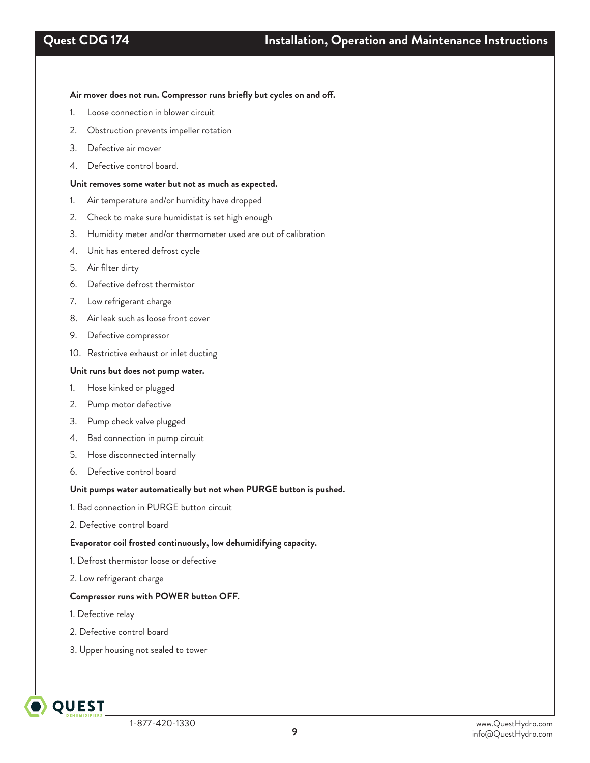**Air mover does not run. Compressor runs briefly but cycles on and off.**

1. Loose connection in blower circuit
2. Obstruction prevents impeller rotation
3. Defective air mover
4. Defective control board.

**Unit removes some water but not as much as expected.**

1. Air temperature and/or humidity have dropped
2. Check to make sure humidistat is set high enough
3. Humidity meter and/or thermometer used are out of calibration
4. Unit has entered defrost cycle
5. Air filter dirty
6. Defective defrost thermistor
7. Low refrigerant charge
8. Air leak such as loose front cover
9. Defective compressor
10. Restrictive exhaust or inlet ducting

**Unit runs but does not pump water.**

1. Hose kinked or plugged
2. Pump motor defective
3. Pump check valve plugged
4. Bad connection in pump circuit
5. Hose disconnected internally
6. Defective control board

**Unit pumps water automatically but not when PURGE button is pushed.**

1. Bad connection in PURGE button circuit
2. Defective control board

**Evaporator coil frosted continuously, low dehumidifying capacity.**

1. Defrost thermistor loose or defective
2. Low refrigerant charge

**Compressor runs with POWER button OFF.**

1. Defective relay
2. Defective control board
3. Upper housing not sealed to tower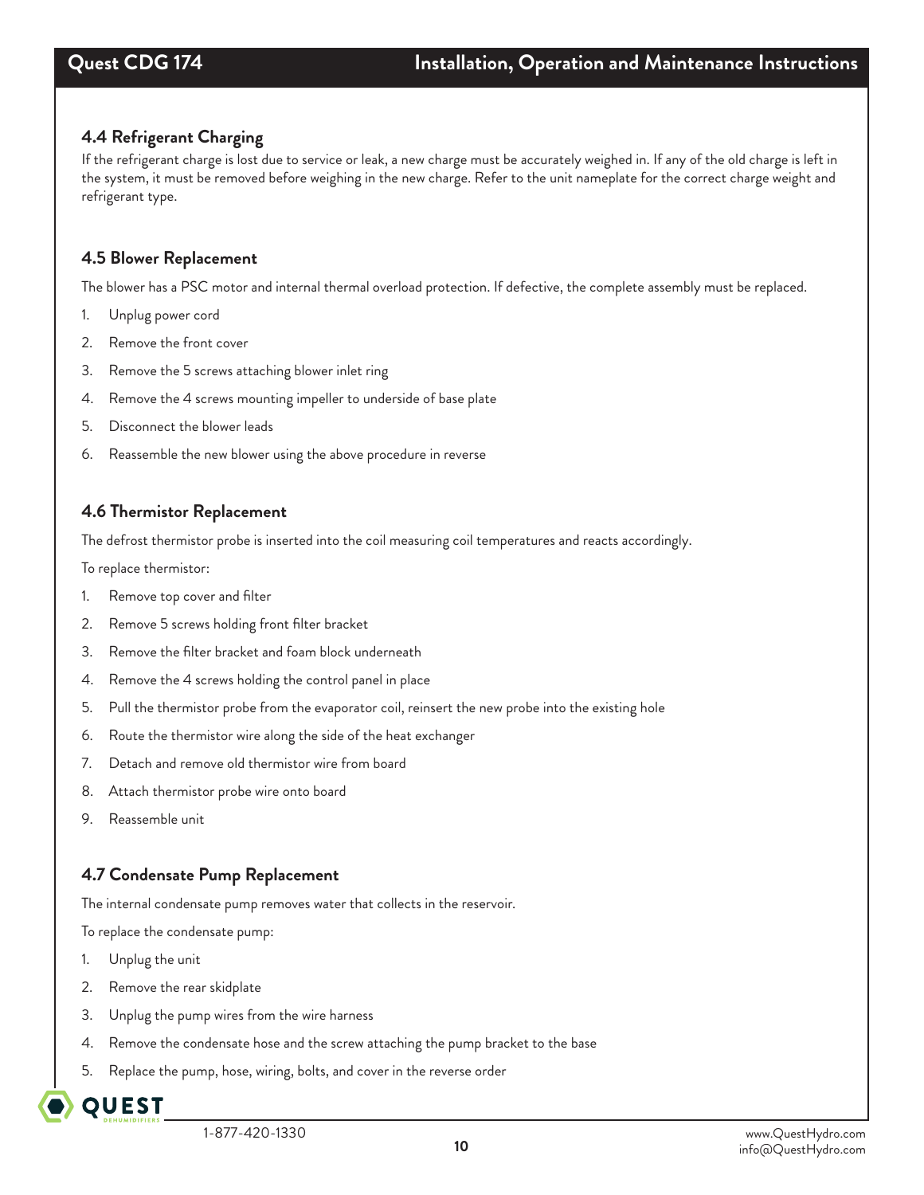### 4.4 Refrigerant Charging

If the refrigerant charge is lost due to service or leak, a new charge must be accurately weighed in. If any of the old charge is left in the system, it must be removed before weighing in the new charge. Refer to the unit nameplate for the correct charge weight and refrigerant type.

### 4.5 Blower Replacement

The blower has a PSC motor and internal thermal overload protection. If defective, the complete assembly must be replaced.

1. Unplug power cord
2. Remove the front cover
3. Remove the 5 screws attaching blower inlet ring
4. Remove the 4 screws mounting impeller to underside of base plate
5. Disconnect the blower leads
6. Reassemble the new blower using the above procedure in reverse

### 4.6 Thermistor Replacement

The defrost thermistor probe is inserted into the coil measuring coil temperatures and reacts accordingly.

To replace thermistor:

1. Remove top cover and filter
2. Remove 5 screws holding front filter bracket
3. Remove the filter bracket and foam block underneath
4. Remove the 4 screws holding the control panel in place
5. Pull the thermistor probe from the evaporator coil, reinsert the new probe into the existing hole
6. Route the thermistor wire along the side of the heat exchanger
7. Detach and remove old thermistor wire from board
8. Attach thermistor probe wire onto board
9. Reassemble unit

### 4.7 Condensate Pump Replacement

The internal condensate pump removes water that collects in the reservoir.

To replace the condensate pump:

1. Unplug the unit
2. Remove the rear skidplate
3. Unplug the pump wires from the wire harness
4. Remove the condensate hose and the screw attaching the pump bracket to the base
5. Replace the pump, hose, wiring, bolts, and cover in the reverse order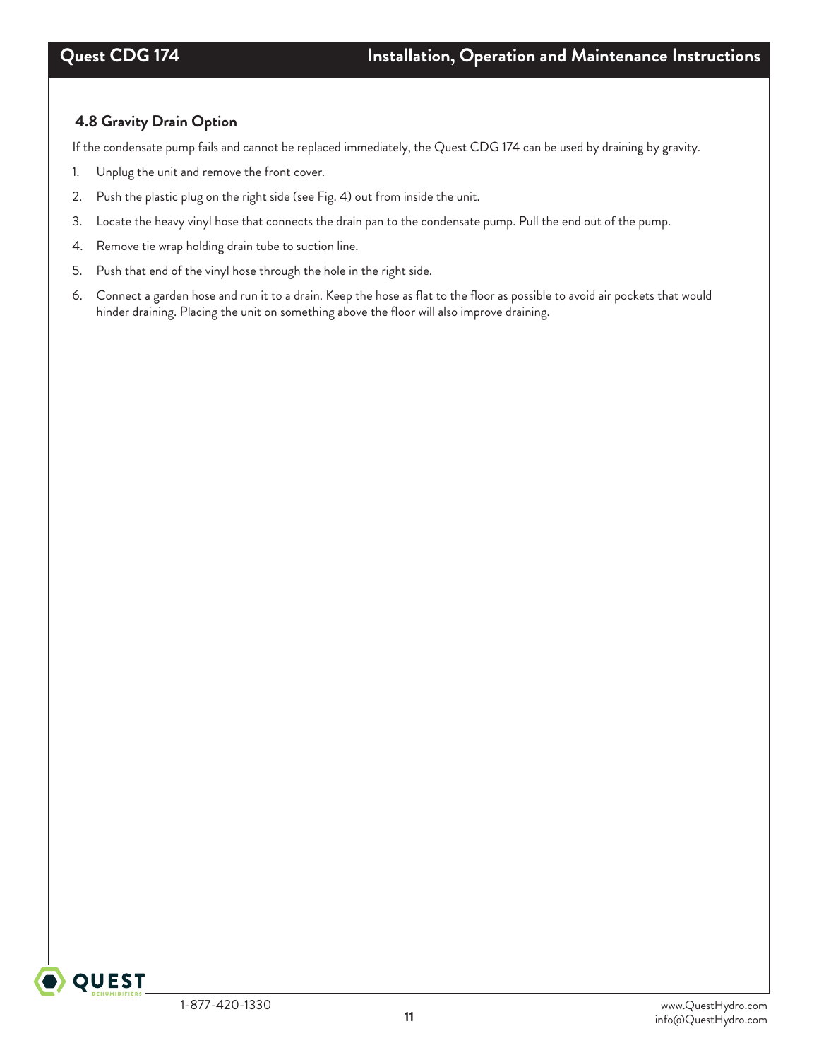## 4.8 Gravity Drain Option

If the condensate pump fails and cannot be replaced immediately, the Quest CDG 174 can be used by draining by gravity.

1. Unplug the unit and remove the front cover.
2. Push the plastic plug on the right side (see Fig. 4) out from inside the unit.
3. Locate the heavy vinyl hose that connects the drain pan to the condensate pump. Pull the end out of the pump.
4. Remove tie wrap holding drain tube to suction line.
5. Push that end of the vinyl hose through the hole in the right side.
6. Connect a garden hose and run it to a drain. Keep the hose as flat to the floor as possible to avoid air pockets that would hinder draining. Placing the unit on something above the floor will also improve draining.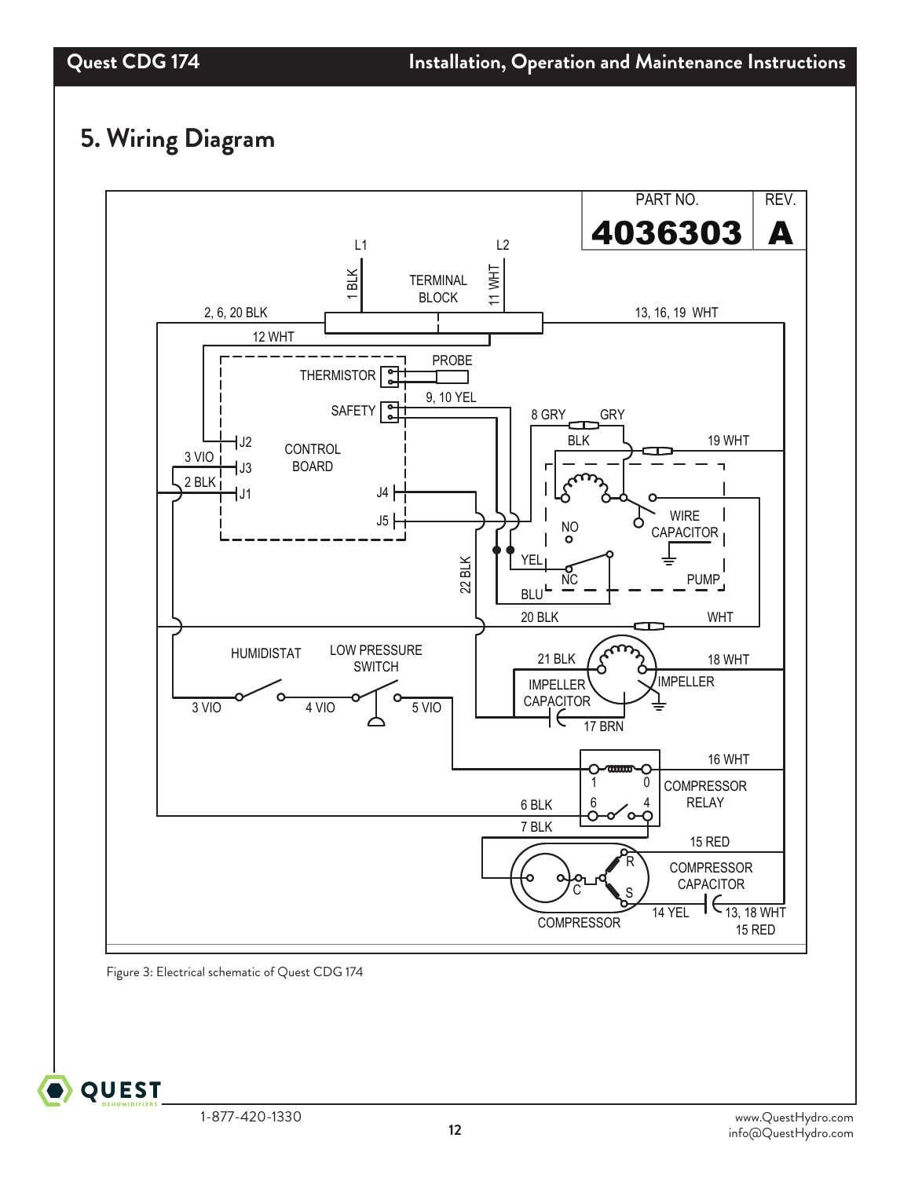## 5. Wiring Diagram

PART NO. 4036303 REV. A

L1 L2 1 BLK 11 WHT TERMINAL BLOCK 2, 6, 20 BLK 13, 16, 19 WHT 12 WHT PROBE THERMISTOR 9, 10 YEL SAFETY 8 GRY GRY BLK 19 WHT J2 CONTROL BOARD 3 VIO J3 2 BLK J1 J4 J5 NO WIRE CAPACITOR 22 BLK YEL NC PUMP BLU 20 BLK WHT HUMIDISTAT LOW PRESSURE SWITCH 21 BLK 18 WHT IMPELLER CAPACITOR IMPELLER 3 VIO 4 VIO 5 VIO 17 BRN 16 WHT 1 0 COMPRESSOR RELAY 6 4 6 BLK 7 BLK 15 RED R COMPRESSOR CAPACITOR C S 14 YEL 13, 18 WHT 15 RED COMPRESSOR

Figure 3: Electrical schematic of Quest CDG 174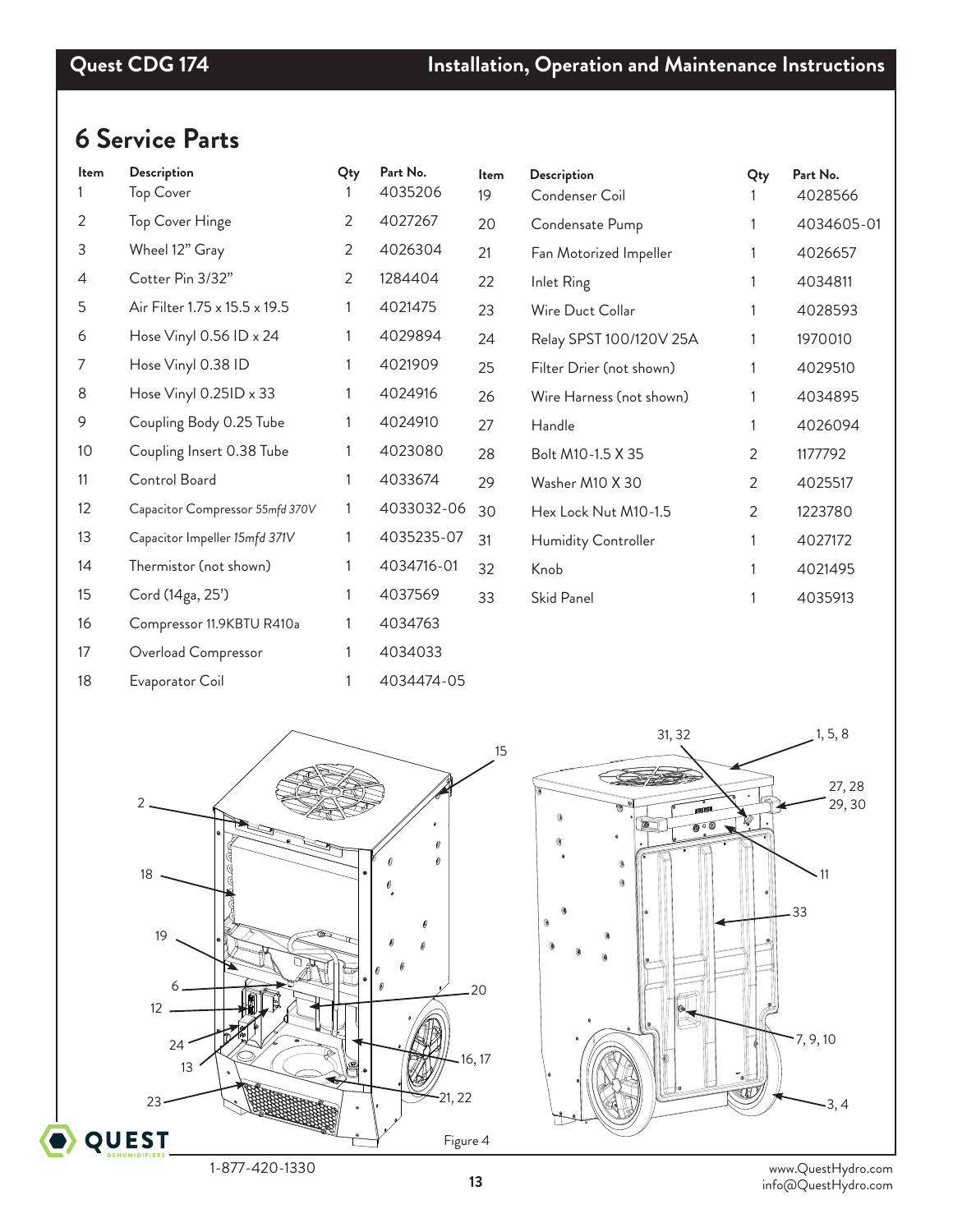# 6 Service Parts

| Item | Description | Qty | Part No. |
|---|---|---|---|
| 1 | Top Cover | 1 | 4035206 |
| 2 | Top Cover Hinge | 2 | 4027267 |
| 3 | Wheel 12" Gray | 2 | 4026304 |
| 4 | Cotter Pin 3/32" | 2 | 1284404 |
| 5 | Air Filter 1.75 x 15.5 x 19.5 | 1 | 4021475 |
| 6 | Hose Vinyl 0.56 ID x 24 | 1 | 4029894 |
| 7 | Hose Vinyl 0.38 ID | 1 | 4021909 |
| 8 | Hose Vinyl 0.25ID x 33 | 1 | 4024916 |
| 9 | Coupling Body 0.25 Tube | 1 | 4024910 |
| 10 | Coupling Insert 0.38 Tube | 1 | 4023080 |
| 11 | Control Board | 1 | 4033674 |
| 12 | Capacitor Compressor *55mfd 370V* | 1 | 4033032-06 |
| 13 | Capacitor Impeller *15mfd 371V* | 1 | 4035235-07 |
| 14 | Thermistor (not shown) | 1 | 4034716-01 |
| 15 | Cord (14ga, 25') | 1 | 4037569 |
| 16 | Compressor 11.9KBTU R410a | 1 | 4034763 |
| 17 | Overload Compressor | 1 | 4034033 |
| 18 | Evaporator Coil | 1 | 4034474-05 |
| 19 | Condenser Coil | 1 | 4028566 |
| 20 | Condensate Pump | 1 | 4034605-01 |
| 21 | Fan Motorized Impeller | 1 | 4026657 |
| 22 | Inlet Ring | 1 | 4034811 |
| 23 | Wire Duct Collar | 1 | 4028593 |
| 24 | Relay SPST 100/120V 25A | 1 | 1970010 |
| 25 | Filter Drier (not shown) | 1 | 4029510 |
| 26 | Wire Harness (not shown) | 1 | 4034895 |
| 27 | Handle | 1 | 4026094 |
| 28 | Bolt M10-1.5 X 35 | 2 | 1177792 |
| 29 | Washer M10 X 30 | 2 | 4025517 |
| 30 | Hex Lock Nut M10-1.5 | 2 | 1223780 |
| 31 | Humidity Controller | 1 | 4027172 |
| 32 | Knob | 1 | 4021495 |
| 33 | Skid Panel | 1 | 4035913 |

Figure 4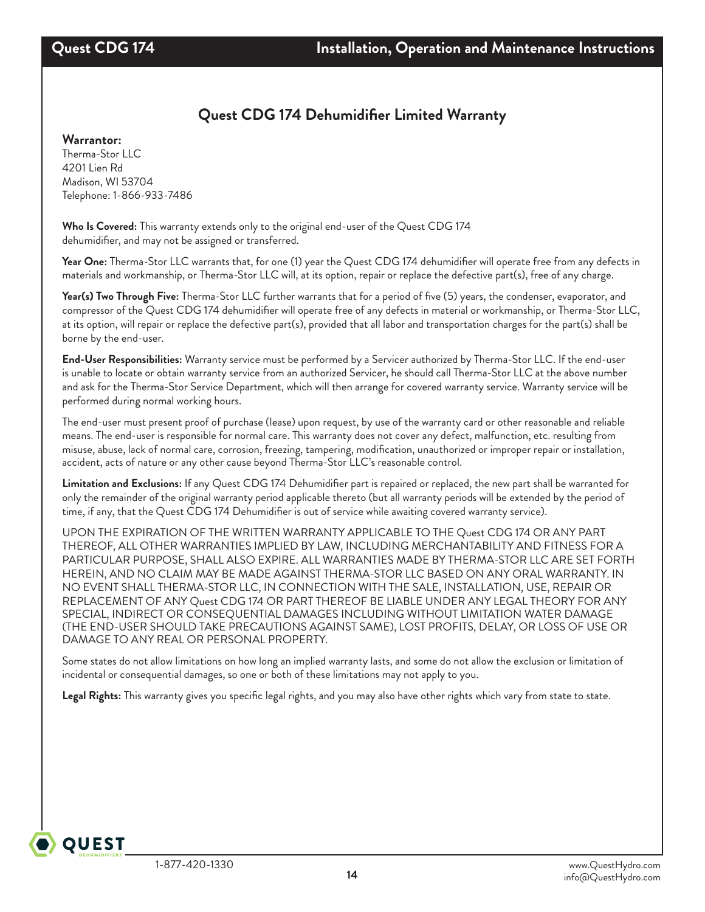# Quest CDG 174 Dehumidifier Limited Warranty

**Warrantor:**
Therma-Stor LLC
4201 Lien Rd
Madison, WI 53704
Telephone: 1-866-933-7486

**Who Is Covered:** This warranty extends only to the original end-user of the Quest CDG 174 dehumidifier, and may not be assigned or transferred.

**Year One:** Therma-Stor LLC warrants that, for one (1) year the Quest CDG 174 dehumidifier will operate free from any defects in materials and workmanship, or Therma-Stor LLC will, at its option, repair or replace the defective part(s), free of any charge.

**Year(s) Two Through Five:** Therma-Stor LLC further warrants that for a period of five (5) years, the condenser, evaporator, and compressor of the Quest CDG 174 dehumidifier will operate free of any defects in material or workmanship, or Therma-Stor LLC, at its option, will repair or replace the defective part(s), provided that all labor and transportation charges for the part(s) shall be borne by the end-user.

**End-User Responsibilities:** Warranty service must be performed by a Servicer authorized by Therma-Stor LLC. If the end-user is unable to locate or obtain warranty service from an authorized Servicer, he should call Therma-Stor LLC at the above number and ask for the Therma-Stor Service Department, which will then arrange for covered warranty service. Warranty service will be performed during normal working hours.

The end-user must present proof of purchase (lease) upon request, by use of the warranty card or other reasonable and reliable means. The end-user is responsible for normal care. This warranty does not cover any defect, malfunction, etc. resulting from misuse, abuse, lack of normal care, corrosion, freezing, tampering, modification, unauthorized or improper repair or installation, accident, acts of nature or any other cause beyond Therma-Stor LLC's reasonable control.

**Limitation and Exclusions:** If any Quest CDG 174 Dehumidifier part is repaired or replaced, the new part shall be warranted for only the remainder of the original warranty period applicable thereto (but all warranty periods will be extended by the period of time, if any, that the Quest CDG 174 Dehumidifier is out of service while awaiting covered warranty service).

UPON THE EXPIRATION OF THE WRITTEN WARRANTY APPLICABLE TO THE Quest CDG 174 OR ANY PART THEREOF, ALL OTHER WARRANTIES IMPLIED BY LAW, INCLUDING MERCHANTABILITY AND FITNESS FOR A PARTICULAR PURPOSE, SHALL ALSO EXPIRE. ALL WARRANTIES MADE BY THERMA-STOR LLC ARE SET FORTH HEREIN, AND NO CLAIM MAY BE MADE AGAINST THERMA-STOR LLC BASED ON ANY ORAL WARRANTY. IN NO EVENT SHALL THERMA-STOR LLC, IN CONNECTION WITH THE SALE, INSTALLATION, USE, REPAIR OR REPLACEMENT OF ANY Quest CDG 174 OR PART THEREOF BE LIABLE UNDER ANY LEGAL THEORY FOR ANY SPECIAL, INDIRECT OR CONSEQUENTIAL DAMAGES INCLUDING WITHOUT LIMITATION WATER DAMAGE (THE END-USER SHOULD TAKE PRECAUTIONS AGAINST SAME), LOST PROFITS, DELAY, OR LOSS OF USE OR DAMAGE TO ANY REAL OR PERSONAL PROPERTY.

Some states do not allow limitations on how long an implied warranty lasts, and some do not allow the exclusion or limitation of incidental or consequential damages, so one or both of these limitations may not apply to you.

**Legal Rights:** This warranty gives you specific legal rights, and you may also have other rights which vary from state to state.